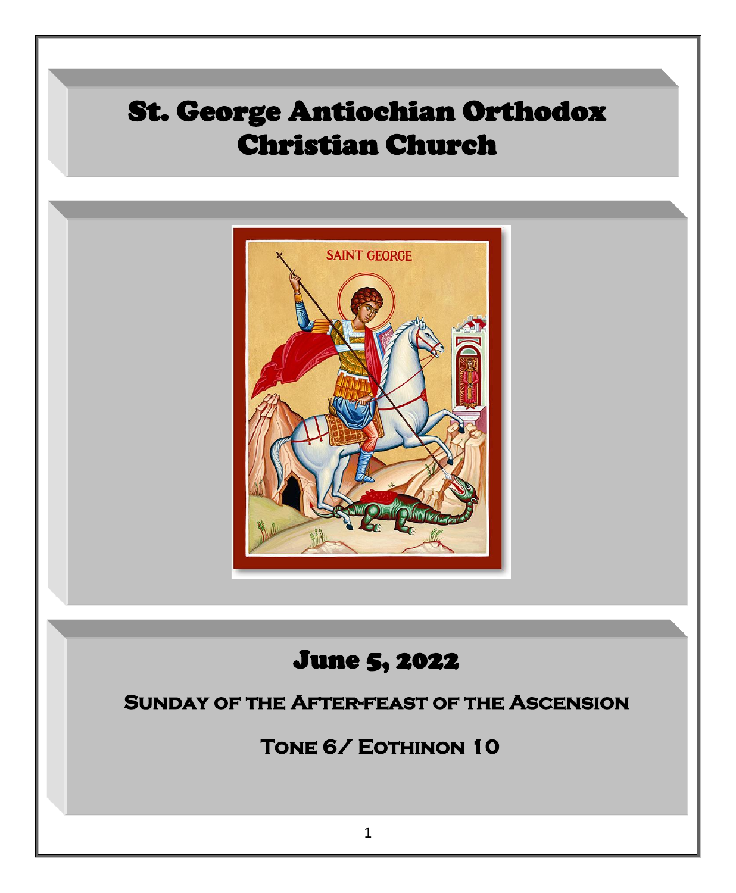# St. George Antiochian Orthodox Christian Church

## June 5, 2022

### Sunday of the After-feast of the Ascension

### Tone 6/ Eothinon 10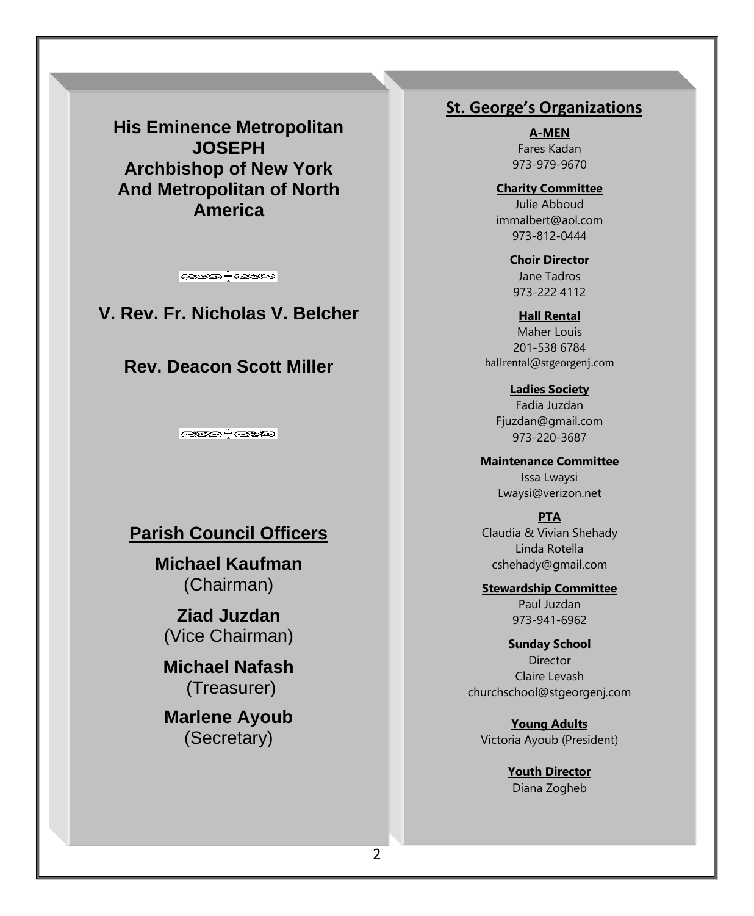**His Eminence Metropolitan JOSEPH**
**Archbishop of New York And Metropolitan of North America**

**V. Rev. Fr. Nicholas V. Belcher**

**Rev. Deacon Scott Miller**

## Parish Council Officers

**Michael Kaufman**
(Chairman)

**Ziad Juzdan**
(Vice Chairman)

**Michael Nafash**
(Treasurer)

**Marlene Ayoub**
(Secretary)

## St. George's Organizations

**A-MEN**
Fares Kadan
973-979-9670

**Charity Committee**
Julie Abboud
immalbert@aol.com
973-812-0444

**Choir Director**
Jane Tadros
973-222 4112

**Hall Rental**
Maher Louis
201-538 6784
hallrental@stgeorgenj.com

**Ladies Society**
Fadia Juzdan
Fjuzdan@gmail.com
973-220-3687

**Maintenance Committee**
Issa Lwaysi
Lwaysi@verizon.net

**PTA**
Claudia & Vivian Shehady
Linda Rotella
cshehady@gmail.com

**Stewardship Committee**
Paul Juzdan
973-941-6962

**Sunday School**
Director
Claire Levash
churchschool@stgeorgenj.com

**Young Adults**
Victoria Ayoub (President)

**Youth Director**
Diana Zogheb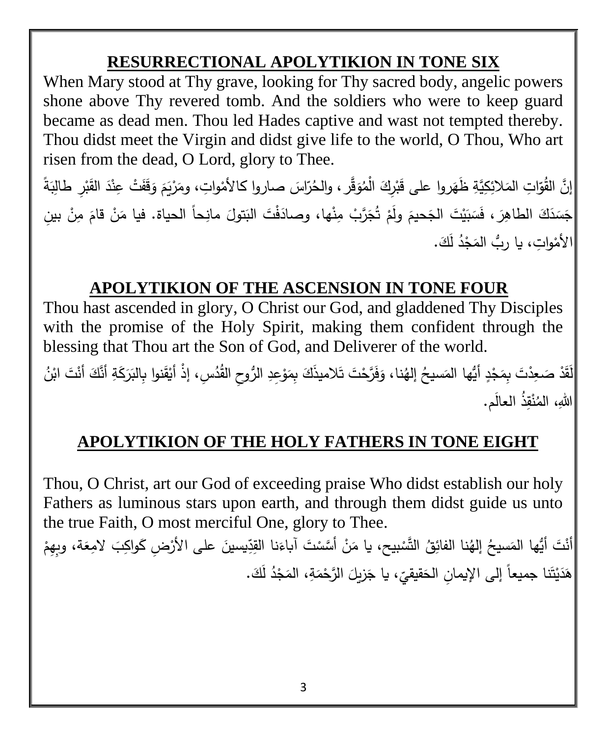## RESURRECTIONAL APOLYTIKION IN TONE SIX

When Mary stood at Thy grave, looking for Thy sacred body, angelic powers shone above Thy revered tomb. And the soldiers who were to keep guard became as dead men. Thou led Hades captive and wast not tempted thereby. Thou didst meet the Virgin and didst give life to the world, O Thou, Who art risen from the dead, O Lord, glory to Thee.

إنَّ القُوّاتِ المَلائِكِيَّةِ ظَهَروا على قَبْرِكَ الْمُوَقَّر، والحُرّاسَ صاروا كالأمْواتِ، ومَرْيَمَ وَقَفَتْ عِنْدَ القَبْرِ طالِبَةً جَسَدَكَ الطاهِرَ، فَسَبَيْتَ الجَحيمَ ولَمْ تُجَرَّبْ مِنْها، وصادَفْتَ البَتولَ مانِحاً الحياة. فيا مَنْ قامَ مِنْ بينِ الأمْواتِ، يا ربُّ المَجْدُ لَكَ.

## APOLYTIKION OF THE ASCENSION IN TONE FOUR

Thou hast ascended in glory, O Christ our God, and gladdened Thy Disciples with the promise of the Holy Spirit, making them confident through the blessing that Thou art the Son of God, and Deliverer of the world.

لَقَدْ صَعِدْتَ بِمَجْدٍ أيُّها المَسيحُ إلهُنا، وَفَرَّحْتَ تَلاميذَكَ بِمَوْعِدِ الرُّوحِ القُدُسِ، إذْ أيْقَنوا بِالبَرَكَةِ أنَّكَ أنْتَ ابْنُ اللهِ، المُنْقِذُ العالَم.

## APOLYTIKION OF THE HOLY FATHERS IN TONE EIGHT

Thou, O Christ, art our God of exceeding praise Who didst establish our holy Fathers as luminous stars upon earth, and through them didst guide us unto the true Faith, O most merciful One, glory to Thee.

أنْتَ أيُّها المَسيحُ إلهُنا الفائِقُ التَّسْبيح، يا مَنْ أسَّسْتَ آباءَنا القِدّيسينَ على الأرْضِ كَواكِبَ لامِعَة، وبِهِمْ هَدَيْتَنا جميعاً إلى الإيمانِ الحَقيقيّ، يا جَزيلَ الرَّحْمَةِ، المَجْدُ لَكَ.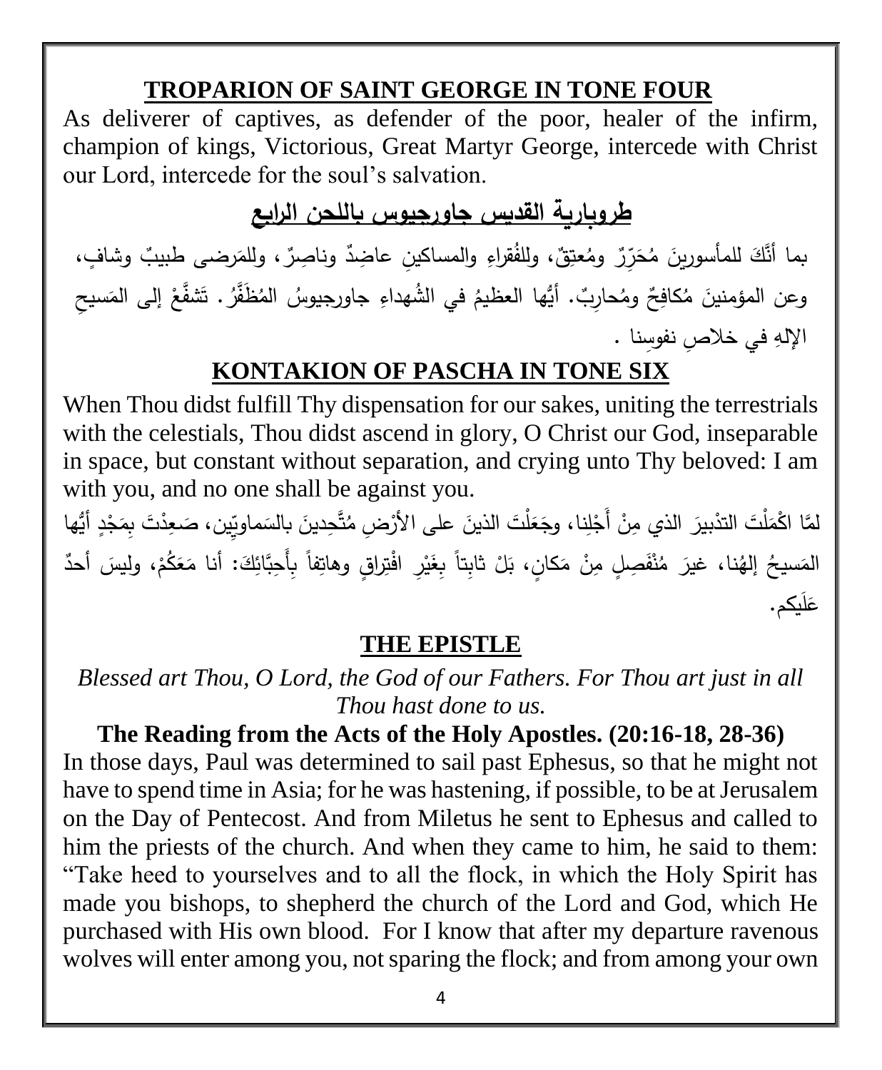## TROPARION OF SAINT GEORGE IN TONE FOUR

As deliverer of captives, as defender of the poor, healer of the infirm, champion of kings, Victorious, Great Martyr George, intercede with Christ our Lord, intercede for the soul's salvation.

## طروبارية القديس جاورجيوس باللحن الرابع

بما أنَّكَ للمأسورينَ مُحَرِّرٌ ومُعتِقٌ، وللفُقراءِ والمساكينِ عاضِدٌ وناصِرٌ، وللمَرضى طبيبٌ وشافٍ، وعن المؤمنينَ مُكافِحٌ ومُحارِبٌ. أيُّها العظيمُ في الشُهداءِ جاورجيوسُ المُظَفَّرُ. تَشفَّعْ إلى المَسيحِ الإلهِ في خلاصِ نفوسِنا .

## KONTAKION OF PASCHA IN TONE SIX

When Thou didst fulfill Thy dispensation for our sakes, uniting the terrestrials with the celestials, Thou didst ascend in glory, O Christ our God, inseparable in space, but constant without separation, and crying unto Thy beloved: I am with you, and no one shall be against you.

لمَّا اكْمَلْتَ التدْبيرَ الذي مِنْ أَجْلِنا، وجَعَلْتَ الذينَ على الأرْضِ مُتَّحِدينَ بالسَماويّين، صَعِدْتَ بِمَجْدٍ أيُّها المَسيحُ إلهُنا، غيرَ مُنْفَصِلٍ مِنْ مَكانٍ، بَلْ ثابِتاً بِغَيْرِ افْتِراقٍ وهاتِفاً بِأَحِبَّائِكَ: أنا مَعَكُمْ، وليسَ أحدٌ عَلَيكم.

## THE EPISTLE

*Blessed art Thou, O Lord, the God of our Fathers. For Thou art just in all Thou hast done to us.*

**The Reading from the Acts of the Holy Apostles. (20:16-18, 28-36)**

In those days, Paul was determined to sail past Ephesus, so that he might not have to spend time in Asia; for he was hastening, if possible, to be at Jerusalem on the Day of Pentecost. And from Miletus he sent to Ephesus and called to him the priests of the church. And when they came to him, he said to them: "Take heed to yourselves and to all the flock, in which the Holy Spirit has made you bishops, to shepherd the church of the Lord and God, which He purchased with His own blood. For I know that after my departure ravenous wolves will enter among you, not sparing the flock; and from among your own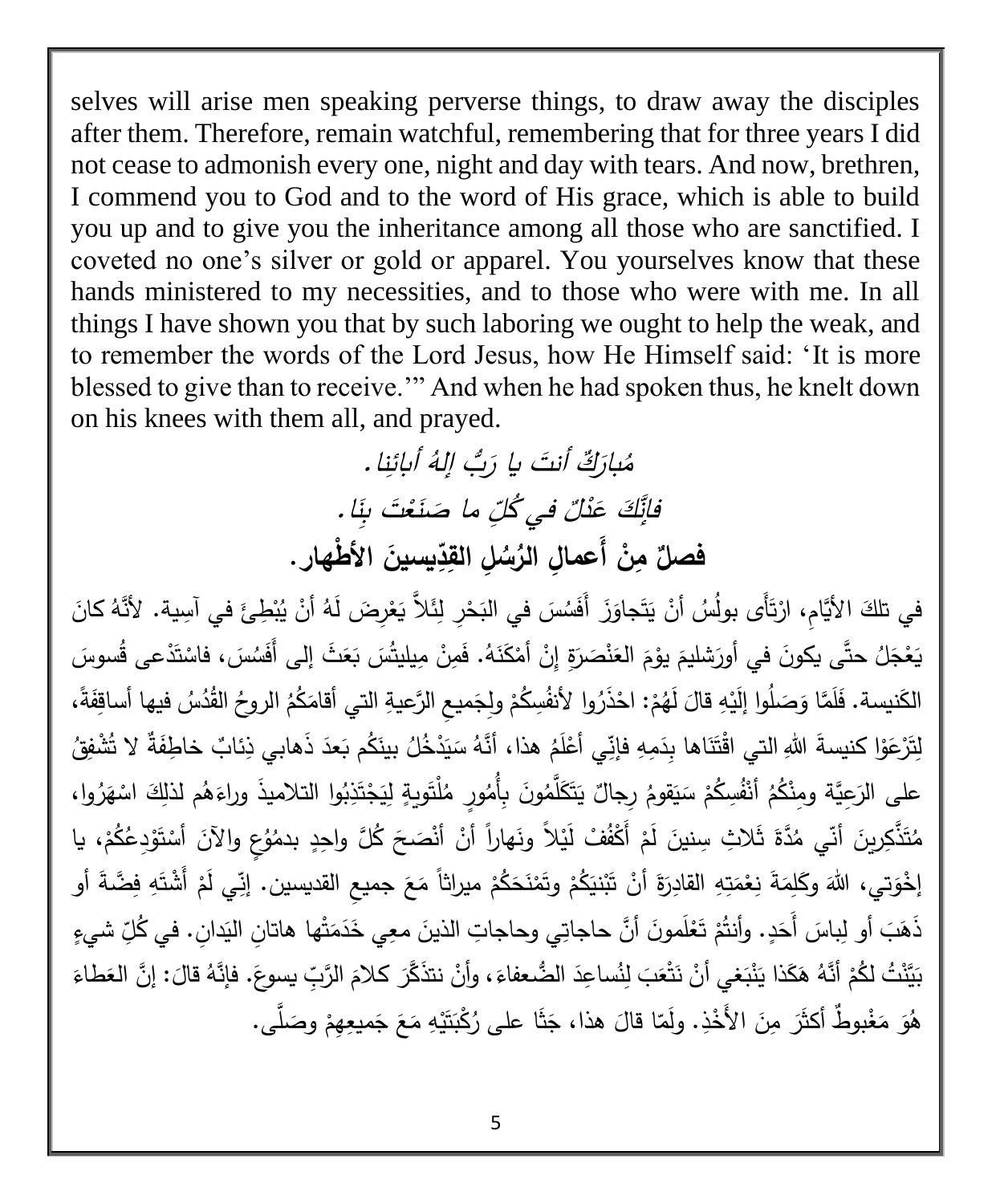selves will arise men speaking perverse things, to draw away the disciples after them. Therefore, remain watchful, remembering that for three years I did not cease to admonish every one, night and day with tears. And now, brethren, I commend you to God and to the word of His grace, which is able to build you up and to give you the inheritance among all those who are sanctified. I coveted no one's silver or gold or apparel. You yourselves know that these hands ministered to my necessities, and to those who were with me. In all things I have shown you that by such laboring we ought to help the weak, and to remember the words of the Lord Jesus, how He Himself said: 'It is more blessed to give than to receive.'" And when he had spoken thus, he knelt down on his knees with them all, and prayed.

*مُبارَكٌ أنتَ يا رَبُّ إلهُ آبائِنا.*

*فإنَّكَ عَدْلٌ في كُلِّ ما صَنَعْتَ بِنَا.*

**فصلٌ مِنْ أَعمالِ الرُسُلِ القِدِّيسينَ الأطْهار.**

في تلكَ الأيَّامِ، ارْتَأَى بولُسُ أنْ يَتَجاوَزَ أَفَسُسَ في البَحْرِ لِئَلاَّ يَعْرِضَ لَهُ أنْ يُبْطِئَ في آسِية. لأنَّهُ كانَ يَعْجَلُ حتَّى يكونَ في أورَشليمَ يوْمَ العَنْصَرَةِ إنْ أمْكَنَهُ. فَمِنْ مِيليتُسَ بَعَثَ إلى أَفَسُسَ، فاسْتَدْعى قُسوسَ الكَنيسة. فَلَمَّا وَصَلُوا إلَيْهِ قالَ لَهُمْ: احْذَرُوا لأنفُسِكُمْ ولِجَميعِ الرَّعيةِ التي أقامَكُمُ الروحُ القُدُسُ فيها أساقِفَةً، لِتَرْعَوْا كنيسةَ اللهِ التي اقْتَنَاها بِدَمِهِ فإنِّي أعْلَمُ هذا، أنَّهُ سَيَدْخُلُ بينَكُم بَعدَ ذَهابي ذِئابٌ خاطِفَةٌ لا تُشْفِقُ على الرَعِيَّة ومِنْكُمْ أنْفُسِكُمْ سَيَقومُ رِجالٌ يَتَكَلَّمُونَ بِأُمُورٍ مُلْتَوِيةٍ لِيَجْتَذِبُوا التلاميذَ وراءَهُم لذلِكَ اسْهَرُوا، مُتَذَكِّرِينَ أنّي مُدَّةَ ثَلاثِ سِنينَ لَمْ أَكْفُفْ لَيْلاً ونَهاراً أنْ أنْصَحَ كُلَّ واحِدٍ بدمُوعٍ والآنَ أسْتَوْدِعُكُمْ، يا إخْوَتي، اللهَ وكَلِمَةَ نِعْمَتِهِ القادِرَةَ أنْ تَبْنِيَكُمْ وتَمْنَحَكُمْ ميراثاً مَعَ جميعِ القديسين. إنِّي لَمْ أَشْتَهِ فِضَّةَ أو ذَهَبَ أو لِباسَ أَحَدٍ. وأنتُمْ تَعْلَمونَ أنَّ حاجاتِي وحاجاتِ الذينَ معِي خَدَمَتْها هاتانِ اليَدانِ. في كُلِّ شيءٍ بَيَّنْتُ لكُمْ أنَّهُ هَكَذا يَنْبَغي أنْ نَتْعَبَ لِنُساعِدَ الضُّعفاءَ، وأنْ نتذَكَّرَ كلامَ الرَّبِّ يسوعَ. فإنَّهُ قالَ: إنَّ العَطاءَ هُوَ مَغْبوطٌ أكثَرَ مِنَ الأَخْذِ. ولَمّا قالَ هذا، جَثَا على رُكْبَتَيْهِ مَعَ جَميعِهِمْ وصَلَّى.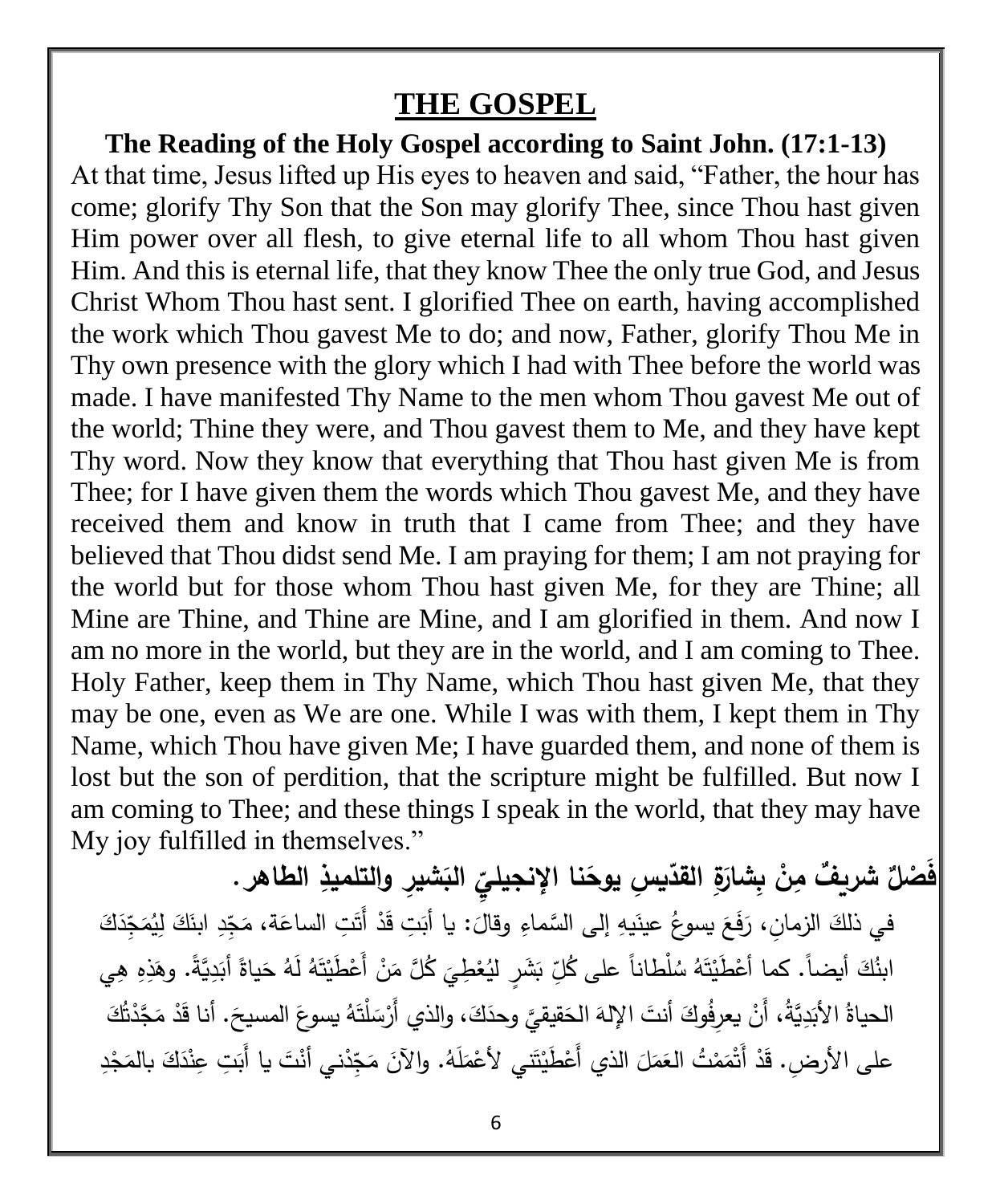# THE GOSPEL

**The Reading of the Holy Gospel according to Saint John. (17:1-13)**

At that time, Jesus lifted up His eyes to heaven and said, "Father, the hour has come; glorify Thy Son that the Son may glorify Thee, since Thou hast given Him power over all flesh, to give eternal life to all whom Thou hast given Him. And this is eternal life, that they know Thee the only true God, and Jesus Christ Whom Thou hast sent. I glorified Thee on earth, having accomplished the work which Thou gavest Me to do; and now, Father, glorify Thou Me in Thy own presence with the glory which I had with Thee before the world was made. I have manifested Thy Name to the men whom Thou gavest Me out of the world; Thine they were, and Thou gavest them to Me, and they have kept Thy word. Now they know that everything that Thou hast given Me is from Thee; for I have given them the words which Thou gavest Me, and they have received them and know in truth that I came from Thee; and they have believed that Thou didst send Me. I am praying for them; I am not praying for the world but for those whom Thou hast given Me, for they are Thine; all Mine are Thine, and Thine are Mine, and I am glorified in them. And now I am no more in the world, but they are in the world, and I am coming to Thee. Holy Father, keep them in Thy Name, which Thou hast given Me, that they may be one, even as We are one. While I was with them, I kept them in Thy Name, which Thou have given Me; I have guarded them, and none of them is lost but the son of perdition, that the scripture might be fulfilled. But now I am coming to Thee; and these things I speak in the world, that they may have My joy fulfilled in themselves."

**فَصْلٌ شريفٌ مِنْ بِشارَةِ القدّيسِ يوحَنا الإنجيليِّ البَشيرِ والتلميذِ الطاهر.**

في ذلكَ الزمانِ، رَفَعَ يسوعُ عينَيهِ إلى السَّماءِ وقالَ: يا أَبَتِ قَدْ أَتَتِ الساعَة، مَجِّدِ ابنَكَ لِيُمَجِّدَكَ ابنُكَ أيضاً. كما أَعْطَيْتَهُ سُلْطاناً على كُلِّ بَشَرٍ ليُعْطِيَ كُلَّ مَنْ أَعْطَيْتَهُ لَهُ حَياةً أَبَدِيَّةً. وهَذِهِ هِي الحياةُ الأَبَدِيَّةُ، أَنْ يعرِفُوكَ أنتَ الإلهَ الحَقيقيَّ وحدَكَ، والذي أَرْسَلْتَهُ يسوعَ المسيحَ. أنا قَدْ مَجَّدْتُكَ على الأرضِ. قَدْ أَتْمَمْتُ العَمَلَ الذي أَعْطَيْتَني لأَعْمَلَهُ. والآنَ مَجِّدْني أنْتَ يا أَبَتِ عِنْدَكَ بالمَجْدِ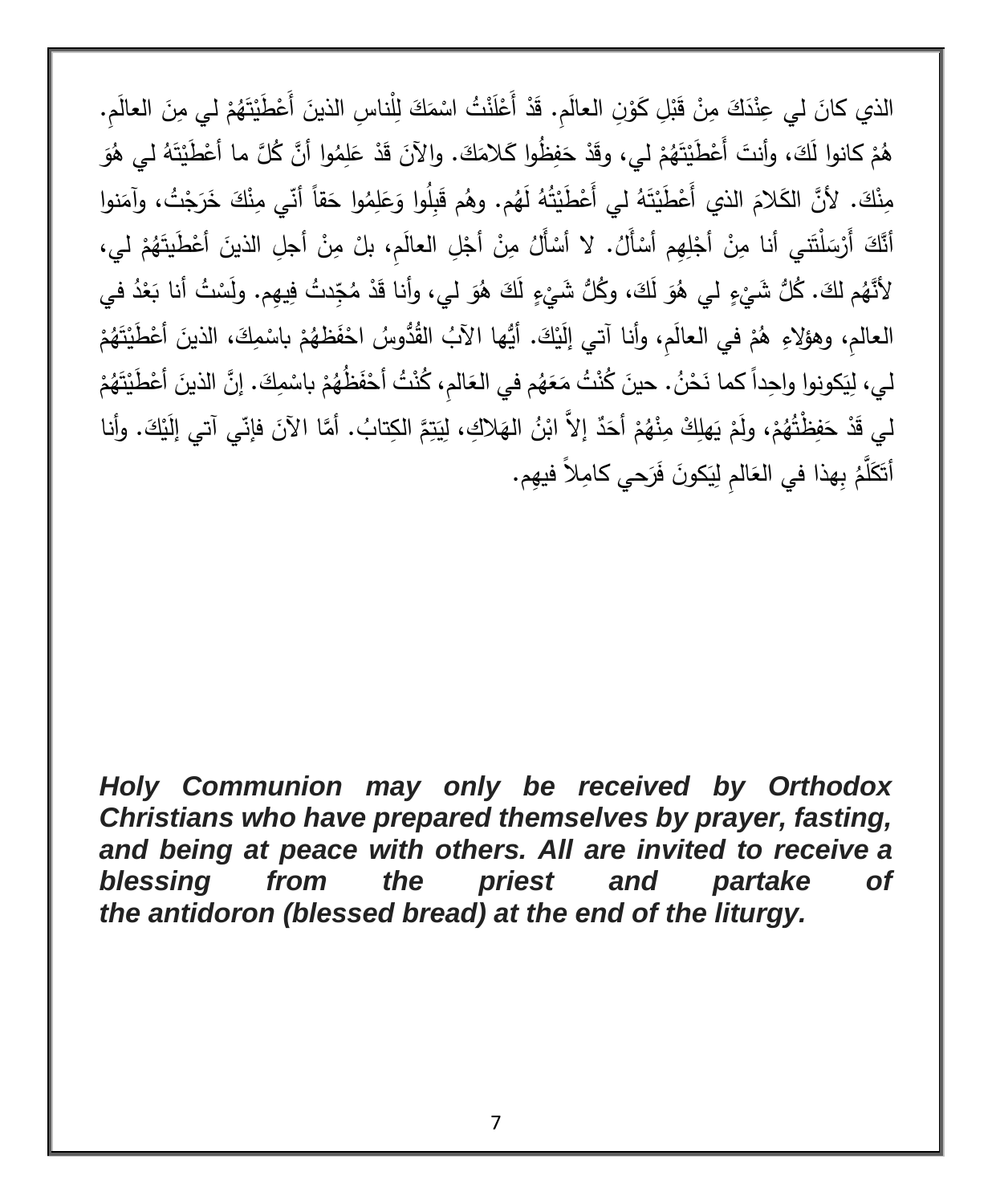الذي كانَ لي عِنْدَكَ مِنْ قَبْلِ كَوْنِ العالَمِ. قَدْ أَعْلَنْتُ اسْمَكَ لِلْناسِ الذينَ أَعْطَيْتَهُمْ لي مِنَ العالَمِ. هُمْ كانوا لَكَ، وأنتَ أَعْطَيْتَهُمْ لي، وقَدْ حَفِظُوا كَلامَكَ. والآنَ قَدْ عَلِمُوا أنَّ كُلَّ ما أعْطَيْتَهُ لي هُوَ مِنْكَ. لأنَّ الكَلامَ الذي أَعْطَيْتَهُ لي أَعْطَيْتُهُ لَهُم. وهُم قَبِلُوا وَعَلِمُوا حَقاً أنّي مِنْكَ خَرَجْتُ، وآمَنوا أنَّكَ أَرْسَلْتَني أنا مِنْ أجْلِهِم أسْأَلُ. لا أسْأَلُ مِنْ أجْلِ العالَمِ، بلْ مِنْ أجلِ الذينَ أعْطَيتَهُمْ لي، لأنَّهُم لكَ. كُلُّ شَيْءٍ لي هُوَ لَكَ، وكُلُّ شَيْءٍ لَكَ هُوَ لي، وأنا قَدْ مُجِّدتُ فِيهِم. ولَسْتُ أنا بَعْدُ في العالمِ، وهؤلاءِ هُمْ في العالَمِ، وأنا آتي إلَيْكَ. أيُّها الآبُ القُدُّوسُ احْفَظهُمْ باسْمِكَ، الذينَ أعْطَيْتَهُمْ لي، لِيَكونوا واحِداً كما نَحْنُ. حينَ كُنْتُ مَعَهُم في العَالمِ، كُنْتُ أحْفَظُهُمْ باسْمِكَ. إنَّ الذينَ أعْطَيْتَهُمْ لي قَدْ حَفِظْتُهُمْ، ولَمْ يَهلِكْ مِنْهُمْ أحَدٌ إلاَّ ابْنُ الهَلاكِ، لِيَتِمَّ الكِتابُ. أمَّا الآنَ فإنّي آتي إلَيْكَ. وأنا أتَكَلَّمُ بِهذا في العَالمِ لِيَكونَ فَرَحي كامِلاً فيهِم.

***Holy Communion may only be received by Orthodox Christians who have prepared themselves by prayer, fasting, and being at peace with others. All are invited to receive a blessing from the priest and partake of the antidoron (blessed bread) at the end of the liturgy.***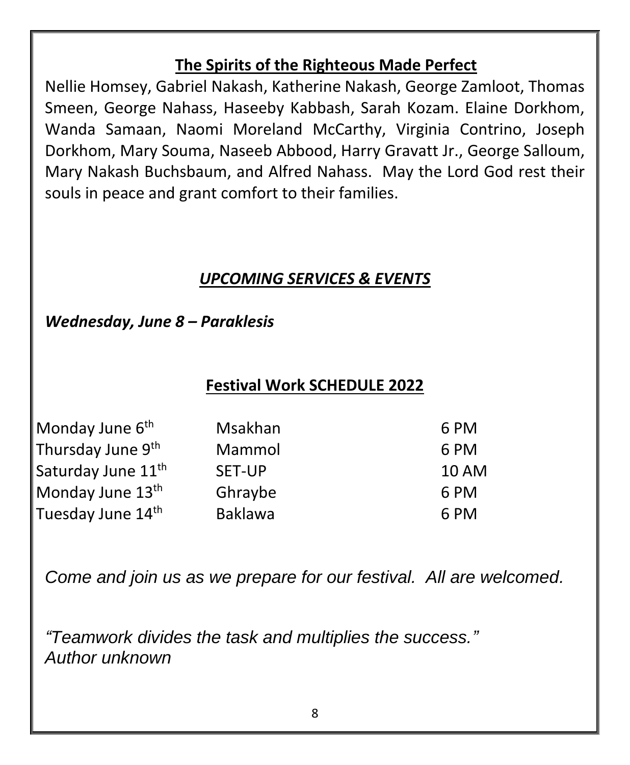## The Spirits of the Righteous Made Perfect

Nellie Homsey, Gabriel Nakash, Katherine Nakash, George Zamloot, Thomas Smeen, George Nahass, Haseeby Kabbash, Sarah Kozam. Elaine Dorkhom, Wanda Samaan, Naomi Moreland McCarthy, Virginia Contrino, Joseph Dorkhom, Mary Souma, Naseeb Abbood, Harry Gravatt Jr., George Salloum, Mary Nakash Buchsbaum, and Alfred Nahass. May the Lord God rest their souls in peace and grant comfort to their families.

## *UPCOMING SERVICES & EVENTS*

***Wednesday, June 8 – Paraklesis***

## Festival Work SCHEDULE 2022

| | | |
|---|---|---|
| Monday June 6th | Msakhan | 6 PM |
| Thursday June 9th | Mammol | 6 PM |
| Saturday June 11th | SET-UP | 10 AM |
| Monday June 13th | Ghraybe | 6 PM |
| Tuesday June 14th | Baklawa | 6 PM |

*Come and join us as we prepare for our festival. All are welcomed.*

*"Teamwork divides the task and multiplies the success."*
*Author unknown*